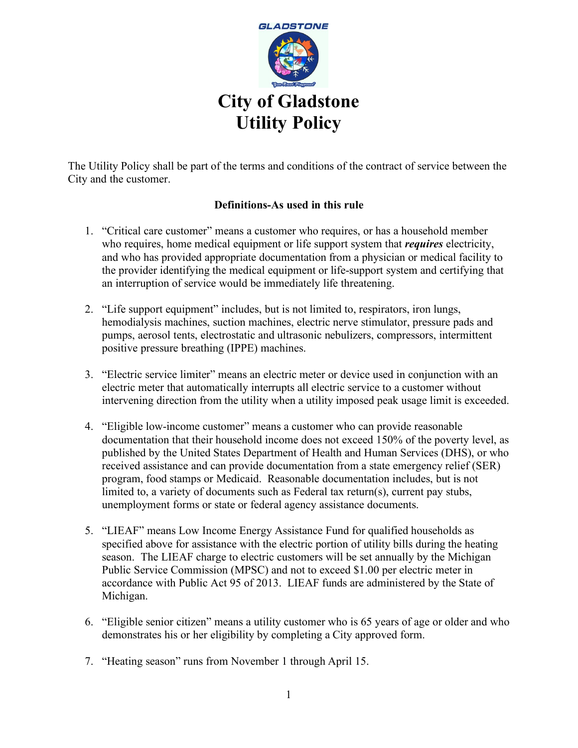GLADSTONE

# City of Gladstone
# Utility Policy

The Utility Policy shall be part of the terms and conditions of the contract of service between the City and the customer.

**Definitions-As used in this rule**

1. "Critical care customer" means a customer who requires, or has a household member who requires, home medical equipment or life support system that ***requires*** electricity, and who has provided appropriate documentation from a physician or medical facility to the provider identifying the medical equipment or life-support system and certifying that an interruption of service would be immediately life threatening.

2. "Life support equipment" includes, but is not limited to, respirators, iron lungs, hemodialysis machines, suction machines, electric nerve stimulator, pressure pads and pumps, aerosol tents, electrostatic and ultrasonic nebulizers, compressors, intermittent positive pressure breathing (IPPE) machines.

3. "Electric service limiter" means an electric meter or device used in conjunction with an electric meter that automatically interrupts all electric service to a customer without intervening direction from the utility when a utility imposed peak usage limit is exceeded.

4. "Eligible low-income customer" means a customer who can provide reasonable documentation that their household income does not exceed 150% of the poverty level, as published by the United States Department of Health and Human Services (DHS), or who received assistance and can provide documentation from a state emergency relief (SER) program, food stamps or Medicaid. Reasonable documentation includes, but is not limited to, a variety of documents such as Federal tax return(s), current pay stubs, unemployment forms or state or federal agency assistance documents.

5. "LIEAF" means Low Income Energy Assistance Fund for qualified households as specified above for assistance with the electric portion of utility bills during the heating season. The LIEAF charge to electric customers will be set annually by the Michigan Public Service Commission (MPSC) and not to exceed $1.00 per electric meter in accordance with Public Act 95 of 2013. LIEAF funds are administered by the State of Michigan.

6. "Eligible senior citizen" means a utility customer who is 65 years of age or older and who demonstrates his or her eligibility by completing a City approved form.

7. "Heating season" runs from November 1 through April 15.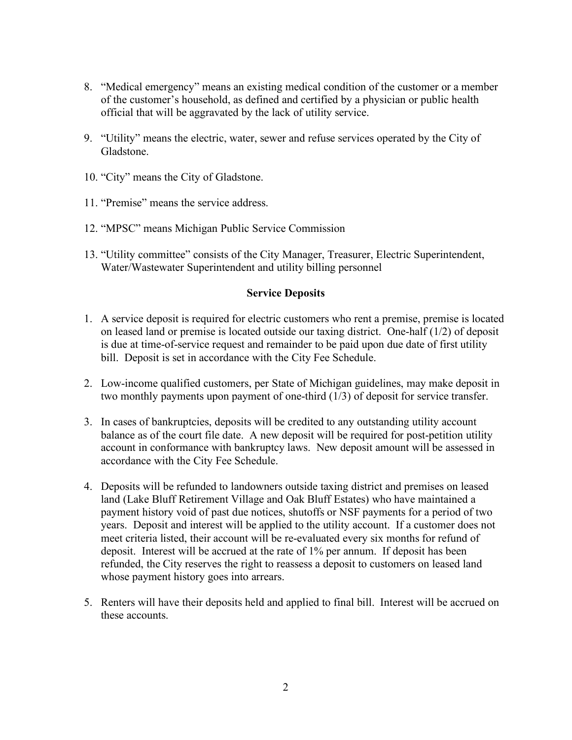8. "Medical emergency" means an existing medical condition of the customer or a member of the customer's household, as defined and certified by a physician or public health official that will be aggravated by the lack of utility service.

9. "Utility" means the electric, water, sewer and refuse services operated by the City of Gladstone.

10. "City" means the City of Gladstone.

11. "Premise" means the service address.

12. "MPSC" means Michigan Public Service Commission

13. "Utility committee" consists of the City Manager, Treasurer, Electric Superintendent, Water/Wastewater Superintendent and utility billing personnel

**Service Deposits**

1. A service deposit is required for electric customers who rent a premise, premise is located on leased land or premise is located outside our taxing district. One-half (1/2) of deposit is due at time-of-service request and remainder to be paid upon due date of first utility bill. Deposit is set in accordance with the City Fee Schedule.

2. Low-income qualified customers, per State of Michigan guidelines, may make deposit in two monthly payments upon payment of one-third (1/3) of deposit for service transfer.

3. In cases of bankruptcies, deposits will be credited to any outstanding utility account balance as of the court file date. A new deposit will be required for post-petition utility account in conformance with bankruptcy laws. New deposit amount will be assessed in accordance with the City Fee Schedule.

4. Deposits will be refunded to landowners outside taxing district and premises on leased land (Lake Bluff Retirement Village and Oak Bluff Estates) who have maintained a payment history void of past due notices, shutoffs or NSF payments for a period of two years. Deposit and interest will be applied to the utility account. If a customer does not meet criteria listed, their account will be re-evaluated every six months for refund of deposit. Interest will be accrued at the rate of 1% per annum. If deposit has been refunded, the City reserves the right to reassess a deposit to customers on leased land whose payment history goes into arrears.

5. Renters will have their deposits held and applied to final bill. Interest will be accrued on these accounts.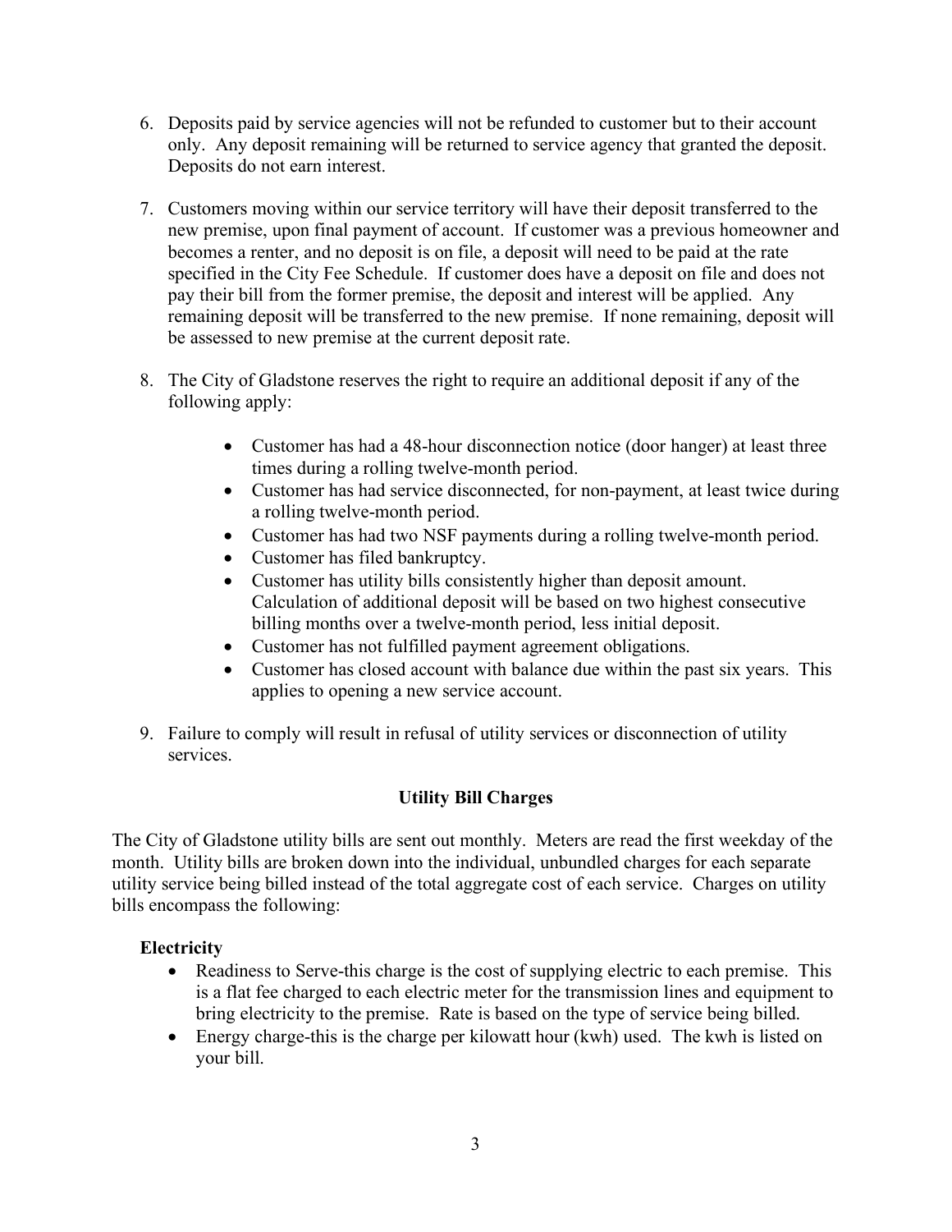6. Deposits paid by service agencies will not be refunded to customer but to their account only. Any deposit remaining will be returned to service agency that granted the deposit. Deposits do not earn interest.

7. Customers moving within our service territory will have their deposit transferred to the new premise, upon final payment of account. If customer was a previous homeowner and becomes a renter, and no deposit is on file, a deposit will need to be paid at the rate specified in the City Fee Schedule. If customer does have a deposit on file and does not pay their bill from the former premise, the deposit and interest will be applied. Any remaining deposit will be transferred to the new premise. If none remaining, deposit will be assessed to new premise at the current deposit rate.

8. The City of Gladstone reserves the right to require an additional deposit if any of the following apply:

   - Customer has had a 48-hour disconnection notice (door hanger) at least three times during a rolling twelve-month period.
   - Customer has had service disconnected, for non-payment, at least twice during a rolling twelve-month period.
   - Customer has had two NSF payments during a rolling twelve-month period.
   - Customer has filed bankruptcy.
   - Customer has utility bills consistently higher than deposit amount. Calculation of additional deposit will be based on two highest consecutive billing months over a twelve-month period, less initial deposit.
   - Customer has not fulfilled payment agreement obligations.
   - Customer has closed account with balance due within the past six years. This applies to opening a new service account.

9. Failure to comply will result in refusal of utility services or disconnection of utility services.

## Utility Bill Charges

The City of Gladstone utility bills are sent out monthly. Meters are read the first weekday of the month. Utility bills are broken down into the individual, unbundled charges for each separate utility service being billed instead of the total aggregate cost of each service. Charges on utility bills encompass the following:

**Electricity**

- Readiness to Serve-this charge is the cost of supplying electric to each premise. This is a flat fee charged to each electric meter for the transmission lines and equipment to bring electricity to the premise. Rate is based on the type of service being billed.
- Energy charge-this is the charge per kilowatt hour (kwh) used. The kwh is listed on your bill.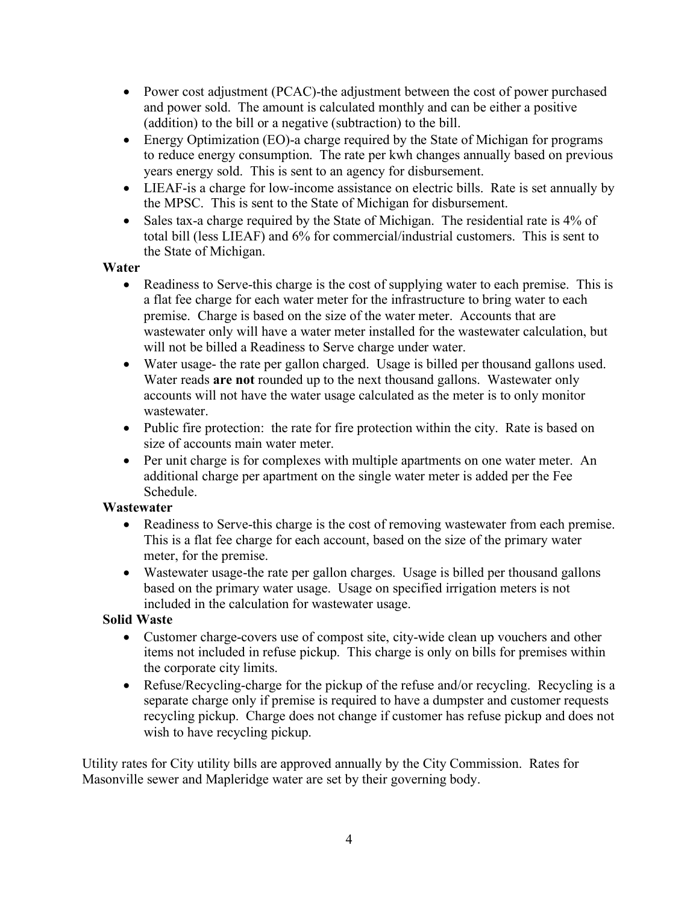- Power cost adjustment (PCAC)-the adjustment between the cost of power purchased and power sold. The amount is calculated monthly and can be either a positive (addition) to the bill or a negative (subtraction) to the bill.
- Energy Optimization (EO)-a charge required by the State of Michigan for programs to reduce energy consumption. The rate per kwh changes annually based on previous years energy sold. This is sent to an agency for disbursement.
- LIEAF-is a charge for low-income assistance on electric bills. Rate is set annually by the MPSC. This is sent to the State of Michigan for disbursement.
- Sales tax-a charge required by the State of Michigan. The residential rate is 4% of total bill (less LIEAF) and 6% for commercial/industrial customers. This is sent to the State of Michigan.

**Water**

- Readiness to Serve-this charge is the cost of supplying water to each premise. This is a flat fee charge for each water meter for the infrastructure to bring water to each premise. Charge is based on the size of the water meter. Accounts that are wastewater only will have a water meter installed for the wastewater calculation, but will not be billed a Readiness to Serve charge under water.
- Water usage- the rate per gallon charged. Usage is billed per thousand gallons used. Water reads **are not** rounded up to the next thousand gallons. Wastewater only accounts will not have the water usage calculated as the meter is to only monitor wastewater.
- Public fire protection: the rate for fire protection within the city. Rate is based on size of accounts main water meter.
- Per unit charge is for complexes with multiple apartments on one water meter. An additional charge per apartment on the single water meter is added per the Fee Schedule.

**Wastewater**

- Readiness to Serve-this charge is the cost of removing wastewater from each premise. This is a flat fee charge for each account, based on the size of the primary water meter, for the premise.
- Wastewater usage-the rate per gallon charges. Usage is billed per thousand gallons based on the primary water usage. Usage on specified irrigation meters is not included in the calculation for wastewater usage.

**Solid Waste**

- Customer charge-covers use of compost site, city-wide clean up vouchers and other items not included in refuse pickup. This charge is only on bills for premises within the corporate city limits.
- Refuse/Recycling-charge for the pickup of the refuse and/or recycling. Recycling is a separate charge only if premise is required to have a dumpster and customer requests recycling pickup. Charge does not change if customer has refuse pickup and does not wish to have recycling pickup.

Utility rates for City utility bills are approved annually by the City Commission. Rates for Masonville sewer and Mapleridge water are set by their governing body.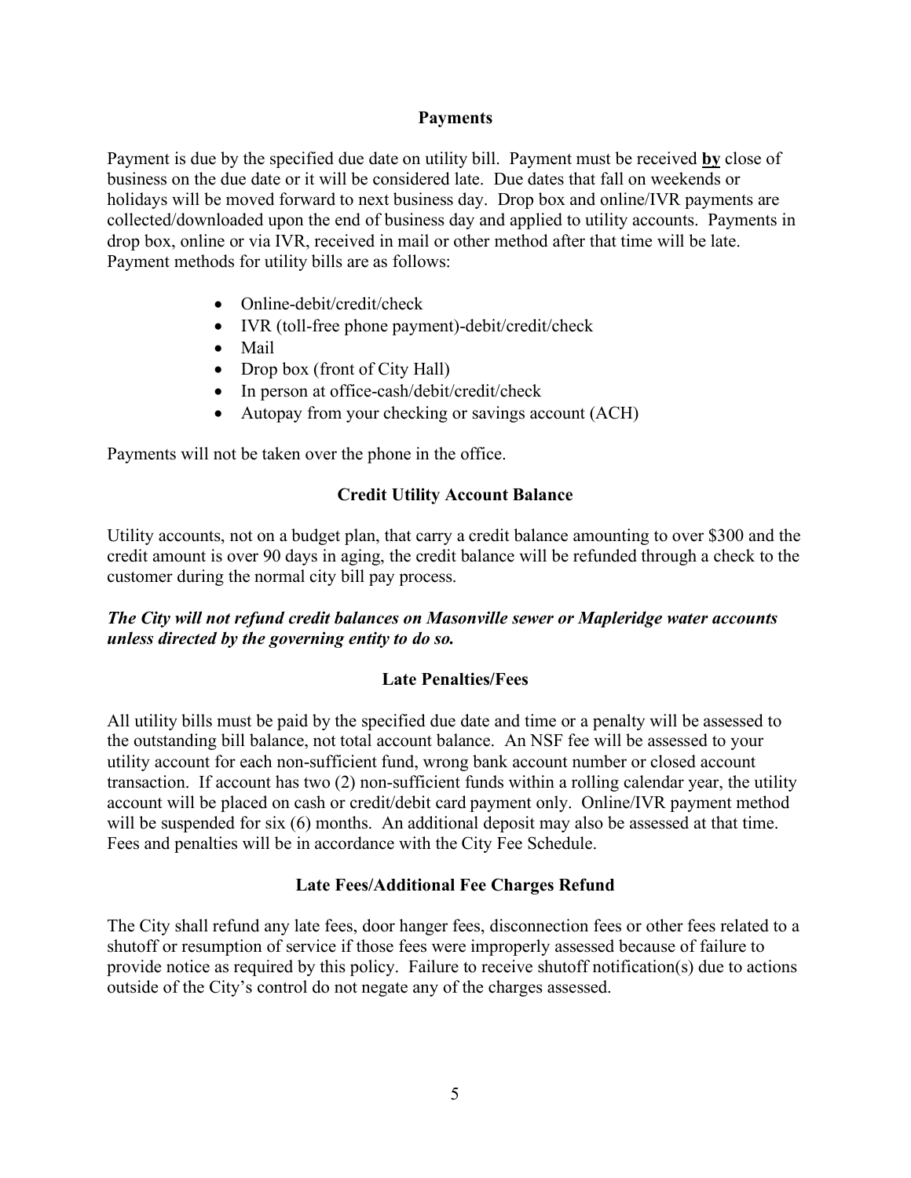## Payments

Payment is due by the specified due date on utility bill. Payment must be received **by** close of business on the due date or it will be considered late. Due dates that fall on weekends or holidays will be moved forward to next business day. Drop box and online/IVR payments are collected/downloaded upon the end of business day and applied to utility accounts. Payments in drop box, online or via IVR, received in mail or other method after that time will be late. Payment methods for utility bills are as follows:

- Online-debit/credit/check
- IVR (toll-free phone payment)-debit/credit/check
- Mail
- Drop box (front of City Hall)
- In person at office-cash/debit/credit/check
- Autopay from your checking or savings account (ACH)

Payments will not be taken over the phone in the office.

## Credit Utility Account Balance

Utility accounts, not on a budget plan, that carry a credit balance amounting to over $300 and the credit amount is over 90 days in aging, the credit balance will be refunded through a check to the customer during the normal city bill pay process.

***The City will not refund credit balances on Masonville sewer or Mapleridge water accounts unless directed by the governing entity to do so.***

## Late Penalties/Fees

All utility bills must be paid by the specified due date and time or a penalty will be assessed to the outstanding bill balance, not total account balance. An NSF fee will be assessed to your utility account for each non-sufficient fund, wrong bank account number or closed account transaction. If account has two (2) non-sufficient funds within a rolling calendar year, the utility account will be placed on cash or credit/debit card payment only. Online/IVR payment method will be suspended for six (6) months. An additional deposit may also be assessed at that time. Fees and penalties will be in accordance with the City Fee Schedule.

## Late Fees/Additional Fee Charges Refund

The City shall refund any late fees, door hanger fees, disconnection fees or other fees related to a shutoff or resumption of service if those fees were improperly assessed because of failure to provide notice as required by this policy. Failure to receive shutoff notification(s) due to actions outside of the City's control do not negate any of the charges assessed.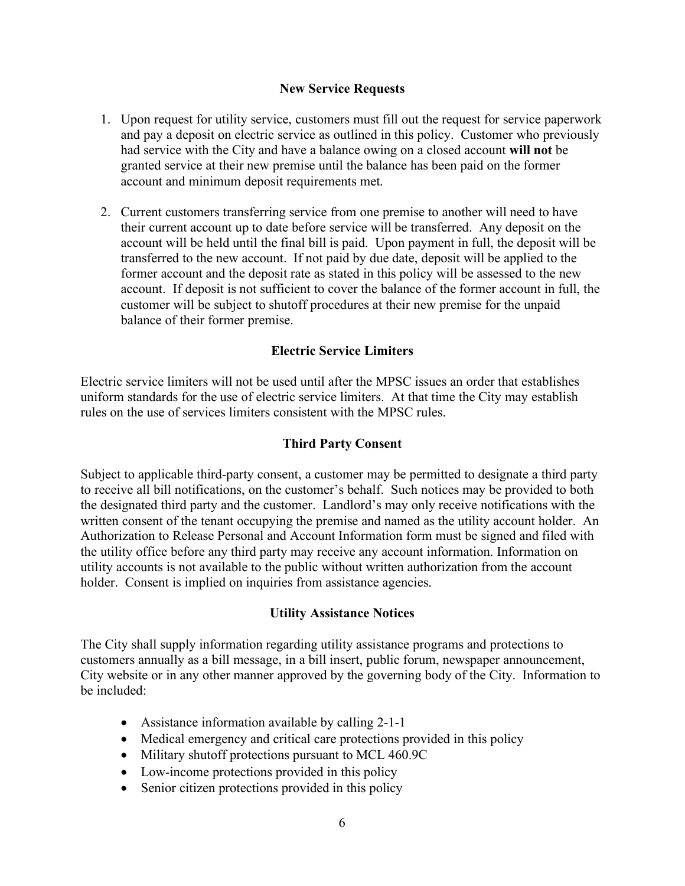## New Service Requests

1. Upon request for utility service, customers must fill out the request for service paperwork and pay a deposit on electric service as outlined in this policy. Customer who previously had service with the City and have a balance owing on a closed account **will not** be granted service at their new premise until the balance has been paid on the former account and minimum deposit requirements met.

2. Current customers transferring service from one premise to another will need to have their current account up to date before service will be transferred. Any deposit on the account will be held until the final bill is paid. Upon payment in full, the deposit will be transferred to the new account. If not paid by due date, deposit will be applied to the former account and the deposit rate as stated in this policy will be assessed to the new account. If deposit is not sufficient to cover the balance of the former account in full, the customer will be subject to shutoff procedures at their new premise for the unpaid balance of their former premise.

## Electric Service Limiters

Electric service limiters will not be used until after the MPSC issues an order that establishes uniform standards for the use of electric service limiters. At that time the City may establish rules on the use of services limiters consistent with the MPSC rules.

## Third Party Consent

Subject to applicable third-party consent, a customer may be permitted to designate a third party to receive all bill notifications, on the customer's behalf. Such notices may be provided to both the designated third party and the customer. Landlord's may only receive notifications with the written consent of the tenant occupying the premise and named as the utility account holder. An Authorization to Release Personal and Account Information form must be signed and filed with the utility office before any third party may receive any account information. Information on utility accounts is not available to the public without written authorization from the account holder. Consent is implied on inquiries from assistance agencies.

## Utility Assistance Notices

The City shall supply information regarding utility assistance programs and protections to customers annually as a bill message, in a bill insert, public forum, newspaper announcement, City website or in any other manner approved by the governing body of the City. Information to be included:

- Assistance information available by calling 2-1-1
- Medical emergency and critical care protections provided in this policy
- Military shutoff protections pursuant to MCL 460.9C
- Low-income protections provided in this policy
- Senior citizen protections provided in this policy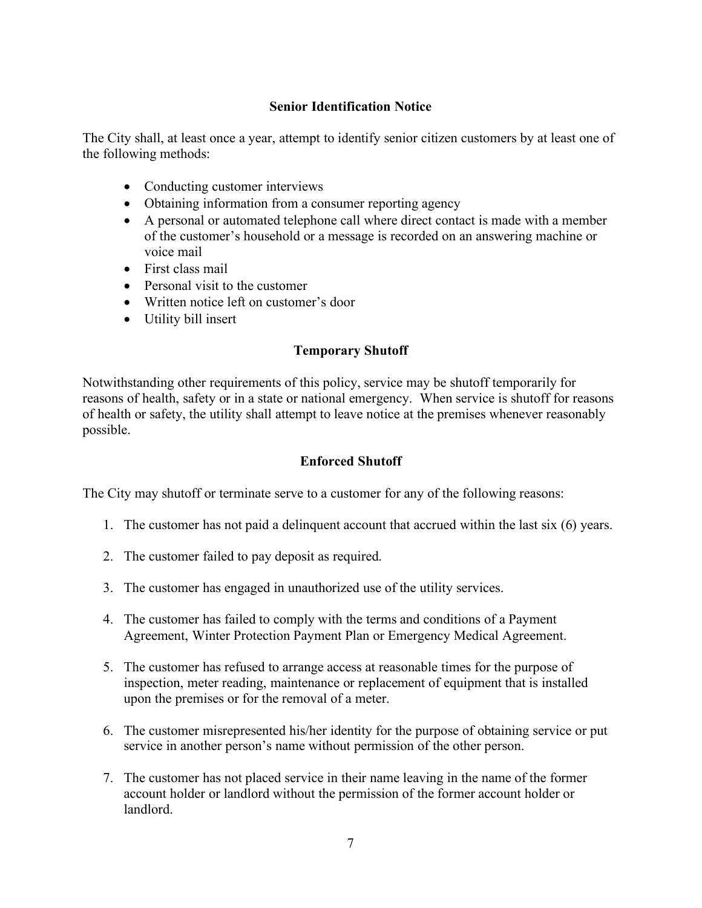## Senior Identification Notice

The City shall, at least once a year, attempt to identify senior citizen customers by at least one of the following methods:

- Conducting customer interviews
- Obtaining information from a consumer reporting agency
- A personal or automated telephone call where direct contact is made with a member of the customer's household or a message is recorded on an answering machine or voice mail
- First class mail
- Personal visit to the customer
- Written notice left on customer's door
- Utility bill insert

## Temporary Shutoff

Notwithstanding other requirements of this policy, service may be shutoff temporarily for reasons of health, safety or in a state or national emergency. When service is shutoff for reasons of health or safety, the utility shall attempt to leave notice at the premises whenever reasonably possible.

## Enforced Shutoff

The City may shutoff or terminate serve to a customer for any of the following reasons:

1. The customer has not paid a delinquent account that accrued within the last six (6) years.

2. The customer failed to pay deposit as required.

3. The customer has engaged in unauthorized use of the utility services.

4. The customer has failed to comply with the terms and conditions of a Payment Agreement, Winter Protection Payment Plan or Emergency Medical Agreement.

5. The customer has refused to arrange access at reasonable times for the purpose of inspection, meter reading, maintenance or replacement of equipment that is installed upon the premises or for the removal of a meter.

6. The customer misrepresented his/her identity for the purpose of obtaining service or put service in another person's name without permission of the other person.

7. The customer has not placed service in their name leaving in the name of the former account holder or landlord without the permission of the former account holder or landlord.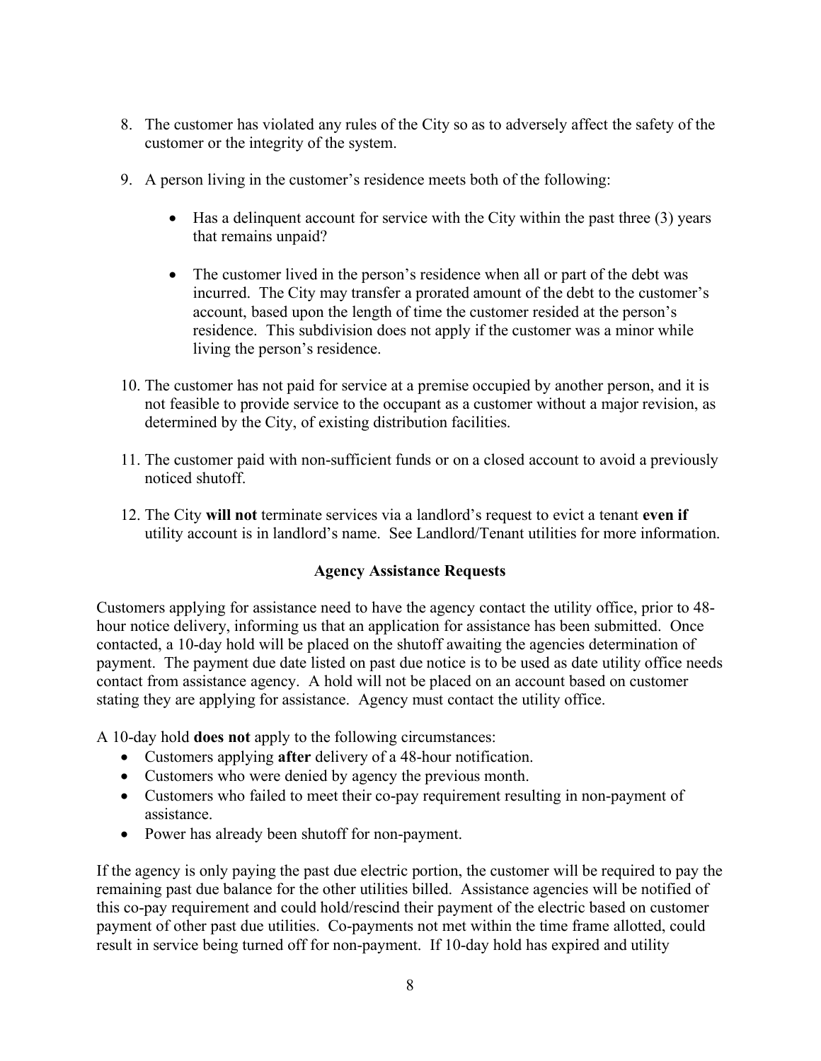8. The customer has violated any rules of the City so as to adversely affect the safety of the customer or the integrity of the system.

9. A person living in the customer's residence meets both of the following:

   - Has a delinquent account for service with the City within the past three (3) years that remains unpaid?

   - The customer lived in the person's residence when all or part of the debt was incurred. The City may transfer a prorated amount of the debt to the customer's account, based upon the length of time the customer resided at the person's residence. This subdivision does not apply if the customer was a minor while living the person's residence.

10. The customer has not paid for service at a premise occupied by another person, and it is not feasible to provide service to the occupant as a customer without a major revision, as determined by the City, of existing distribution facilities.

11. The customer paid with non-sufficient funds or on a closed account to avoid a previously noticed shutoff.

12. The City **will not** terminate services via a landlord's request to evict a tenant **even if** utility account is in landlord's name. See Landlord/Tenant utilities for more information.

**Agency Assistance Requests**

Customers applying for assistance need to have the agency contact the utility office, prior to 48-hour notice delivery, informing us that an application for assistance has been submitted. Once contacted, a 10-day hold will be placed on the shutoff awaiting the agencies determination of payment. The payment due date listed on past due notice is to be used as date utility office needs contact from assistance agency. A hold will not be placed on an account based on customer stating they are applying for assistance. Agency must contact the utility office.

A 10-day hold **does not** apply to the following circumstances:

- Customers applying **after** delivery of a 48-hour notification.
- Customers who were denied by agency the previous month.
- Customers who failed to meet their co-pay requirement resulting in non-payment of assistance.
- Power has already been shutoff for non-payment.

If the agency is only paying the past due electric portion, the customer will be required to pay the remaining past due balance for the other utilities billed. Assistance agencies will be notified of this co-pay requirement and could hold/rescind their payment of the electric based on customer payment of other past due utilities. Co-payments not met within the time frame allotted, could result in service being turned off for non-payment. If 10-day hold has expired and utility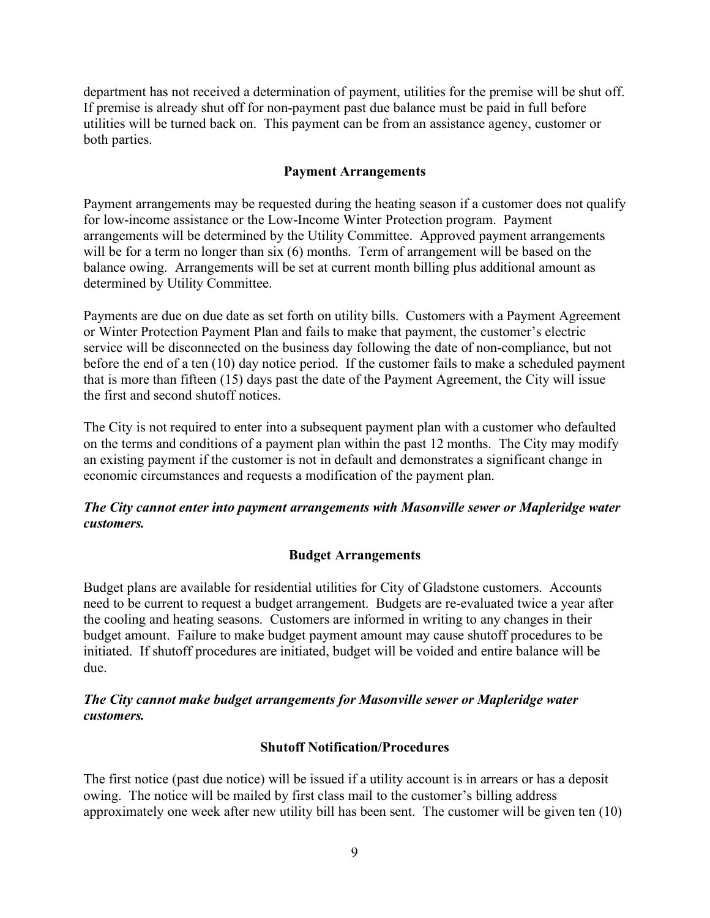department has not received a determination of payment, utilities for the premise will be shut off. If premise is already shut off for non-payment past due balance must be paid in full before utilities will be turned back on. This payment can be from an assistance agency, customer or both parties.

### Payment Arrangements

Payment arrangements may be requested during the heating season if a customer does not qualify for low-income assistance or the Low-Income Winter Protection program. Payment arrangements will be determined by the Utility Committee. Approved payment arrangements will be for a term no longer than six (6) months. Term of arrangement will be based on the balance owing. Arrangements will be set at current month billing plus additional amount as determined by Utility Committee.

Payments are due on due date as set forth on utility bills. Customers with a Payment Agreement or Winter Protection Payment Plan and fails to make that payment, the customer's electric service will be disconnected on the business day following the date of non-compliance, but not before the end of a ten (10) day notice period. If the customer fails to make a scheduled payment that is more than fifteen (15) days past the date of the Payment Agreement, the City will issue the first and second shutoff notices.

The City is not required to enter into a subsequent payment plan with a customer who defaulted on the terms and conditions of a payment plan within the past 12 months. The City may modify an existing payment if the customer is not in default and demonstrates a significant change in economic circumstances and requests a modification of the payment plan.

***The City cannot enter into payment arrangements with Masonville sewer or Mapleridge water customers.***

### Budget Arrangements

Budget plans are available for residential utilities for City of Gladstone customers. Accounts need to be current to request a budget arrangement. Budgets are re-evaluated twice a year after the cooling and heating seasons. Customers are informed in writing to any changes in their budget amount. Failure to make budget payment amount may cause shutoff procedures to be initiated. If shutoff procedures are initiated, budget will be voided and entire balance will be due.

***The City cannot make budget arrangements for Masonville sewer or Mapleridge water customers.***

### Shutoff Notification/Procedures

The first notice (past due notice) will be issued if a utility account is in arrears or has a deposit owing. The notice will be mailed by first class mail to the customer's billing address approximately one week after new utility bill has been sent. The customer will be given ten (10)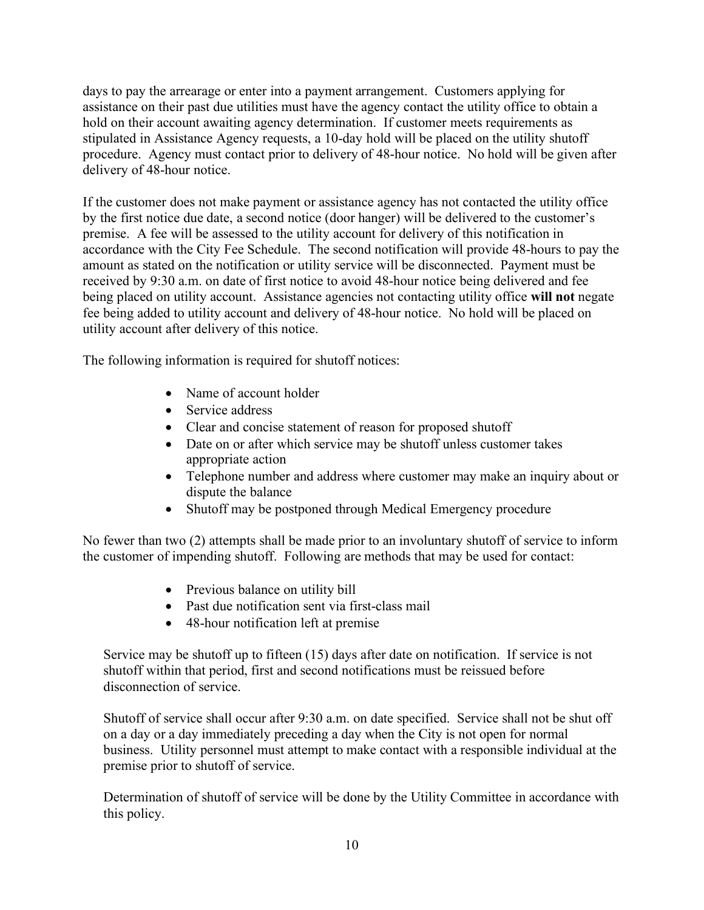days to pay the arrearage or enter into a payment arrangement. Customers applying for assistance on their past due utilities must have the agency contact the utility office to obtain a hold on their account awaiting agency determination. If customer meets requirements as stipulated in Assistance Agency requests, a 10-day hold will be placed on the utility shutoff procedure. Agency must contact prior to delivery of 48-hour notice. No hold will be given after delivery of 48-hour notice.

If the customer does not make payment or assistance agency has not contacted the utility office by the first notice due date, a second notice (door hanger) will be delivered to the customer's premise. A fee will be assessed to the utility account for delivery of this notification in accordance with the City Fee Schedule. The second notification will provide 48-hours to pay the amount as stated on the notification or utility service will be disconnected. Payment must be received by 9:30 a.m. on date of first notice to avoid 48-hour notice being delivered and fee being placed on utility account. Assistance agencies not contacting utility office **will not** negate fee being added to utility account and delivery of 48-hour notice. No hold will be placed on utility account after delivery of this notice.

The following information is required for shutoff notices:

- Name of account holder
- Service address
- Clear and concise statement of reason for proposed shutoff
- Date on or after which service may be shutoff unless customer takes appropriate action
- Telephone number and address where customer may make an inquiry about or dispute the balance
- Shutoff may be postponed through Medical Emergency procedure

No fewer than two (2) attempts shall be made prior to an involuntary shutoff of service to inform the customer of impending shutoff. Following are methods that may be used for contact:

- Previous balance on utility bill
- Past due notification sent via first-class mail
- 48-hour notification left at premise

Service may be shutoff up to fifteen (15) days after date on notification. If service is not shutoff within that period, first and second notifications must be reissued before disconnection of service.

Shutoff of service shall occur after 9:30 a.m. on date specified. Service shall not be shut off on a day or a day immediately preceding a day when the City is not open for normal business. Utility personnel must attempt to make contact with a responsible individual at the premise prior to shutoff of service.

Determination of shutoff of service will be done by the Utility Committee in accordance with this policy.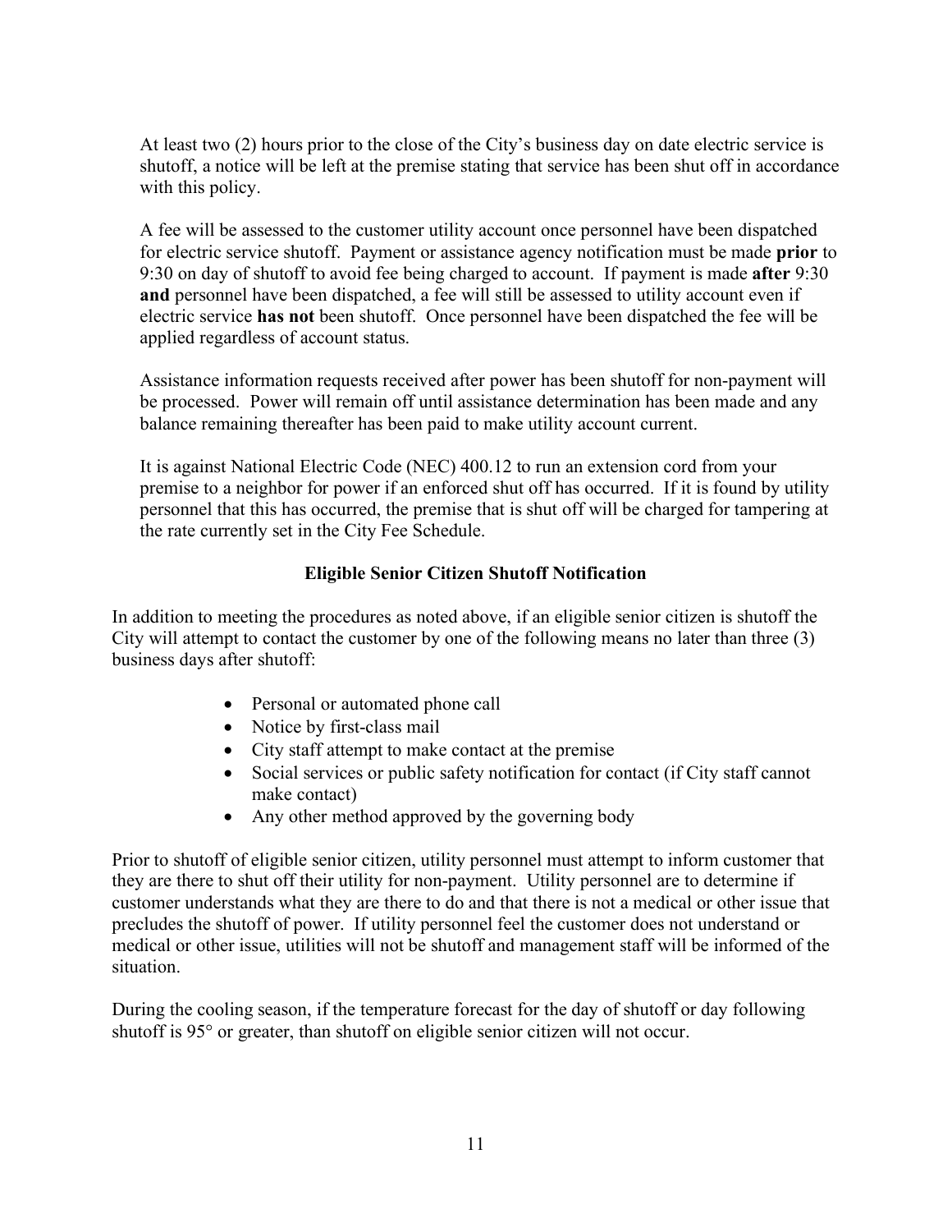At least two (2) hours prior to the close of the City's business day on date electric service is shutoff, a notice will be left at the premise stating that service has been shut off in accordance with this policy.

A fee will be assessed to the customer utility account once personnel have been dispatched for electric service shutoff. Payment or assistance agency notification must be made **prior** to 9:30 on day of shutoff to avoid fee being charged to account. If payment is made **after** 9:30 **and** personnel have been dispatched, a fee will still be assessed to utility account even if electric service **has not** been shutoff. Once personnel have been dispatched the fee will be applied regardless of account status.

Assistance information requests received after power has been shutoff for non-payment will be processed. Power will remain off until assistance determination has been made and any balance remaining thereafter has been paid to make utility account current.

It is against National Electric Code (NEC) 400.12 to run an extension cord from your premise to a neighbor for power if an enforced shut off has occurred. If it is found by utility personnel that this has occurred, the premise that is shut off will be charged for tampering at the rate currently set in the City Fee Schedule.

### Eligible Senior Citizen Shutoff Notification

In addition to meeting the procedures as noted above, if an eligible senior citizen is shutoff the City will attempt to contact the customer by one of the following means no later than three (3) business days after shutoff:

- Personal or automated phone call
- Notice by first-class mail
- City staff attempt to make contact at the premise
- Social services or public safety notification for contact (if City staff cannot make contact)
- Any other method approved by the governing body

Prior to shutoff of eligible senior citizen, utility personnel must attempt to inform customer that they are there to shut off their utility for non-payment. Utility personnel are to determine if customer understands what they are there to do and that there is not a medical or other issue that precludes the shutoff of power. If utility personnel feel the customer does not understand or medical or other issue, utilities will not be shutoff and management staff will be informed of the situation.

During the cooling season, if the temperature forecast for the day of shutoff or day following shutoff is 95° or greater, than shutoff on eligible senior citizen will not occur.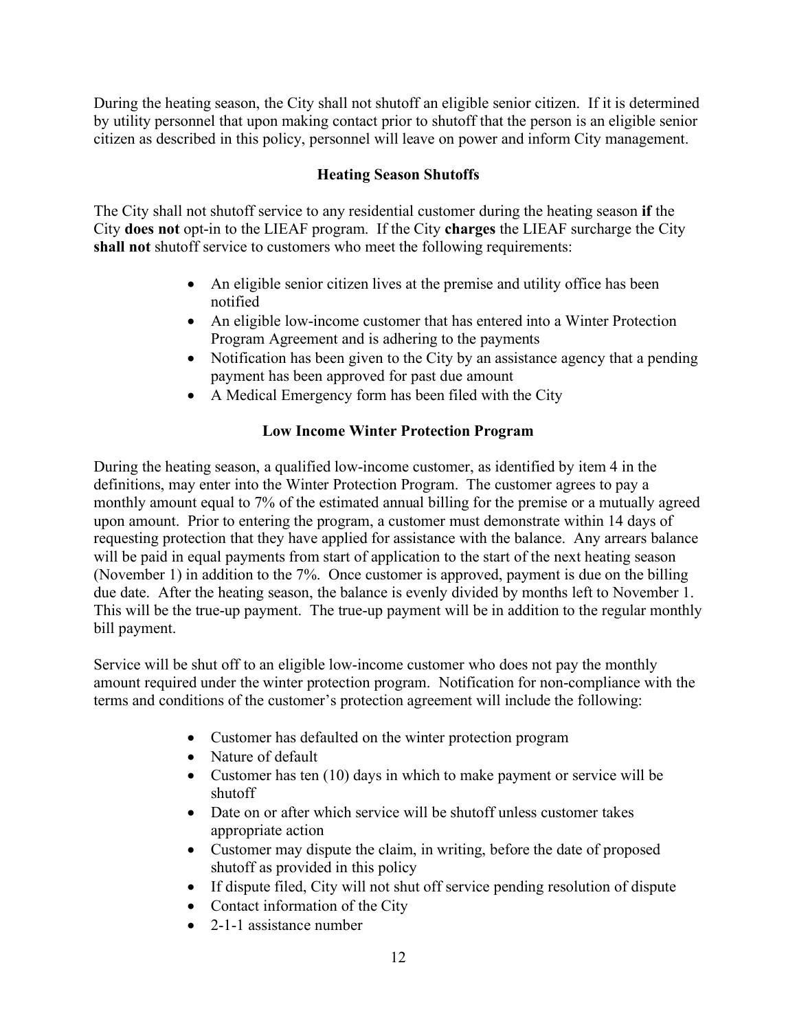During the heating season, the City shall not shutoff an eligible senior citizen. If it is determined by utility personnel that upon making contact prior to shutoff that the person is an eligible senior citizen as described in this policy, personnel will leave on power and inform City management.

## Heating Season Shutoffs

The City shall not shutoff service to any residential customer during the heating season **if** the City **does not** opt-in to the LIEAF program. If the City **charges** the LIEAF surcharge the City **shall not** shutoff service to customers who meet the following requirements:

- An eligible senior citizen lives at the premise and utility office has been notified
- An eligible low-income customer that has entered into a Winter Protection Program Agreement and is adhering to the payments
- Notification has been given to the City by an assistance agency that a pending payment has been approved for past due amount
- A Medical Emergency form has been filed with the City

## Low Income Winter Protection Program

During the heating season, a qualified low-income customer, as identified by item 4 in the definitions, may enter into the Winter Protection Program. The customer agrees to pay a monthly amount equal to 7% of the estimated annual billing for the premise or a mutually agreed upon amount. Prior to entering the program, a customer must demonstrate within 14 days of requesting protection that they have applied for assistance with the balance. Any arrears balance will be paid in equal payments from start of application to the start of the next heating season (November 1) in addition to the 7%. Once customer is approved, payment is due on the billing due date. After the heating season, the balance is evenly divided by months left to November 1. This will be the true-up payment. The true-up payment will be in addition to the regular monthly bill payment.

Service will be shut off to an eligible low-income customer who does not pay the monthly amount required under the winter protection program. Notification for non-compliance with the terms and conditions of the customer's protection agreement will include the following:

- Customer has defaulted on the winter protection program
- Nature of default
- Customer has ten (10) days in which to make payment or service will be shutoff
- Date on or after which service will be shutoff unless customer takes appropriate action
- Customer may dispute the claim, in writing, before the date of proposed shutoff as provided in this policy
- If dispute filed, City will not shut off service pending resolution of dispute
- Contact information of the City
- 2-1-1 assistance number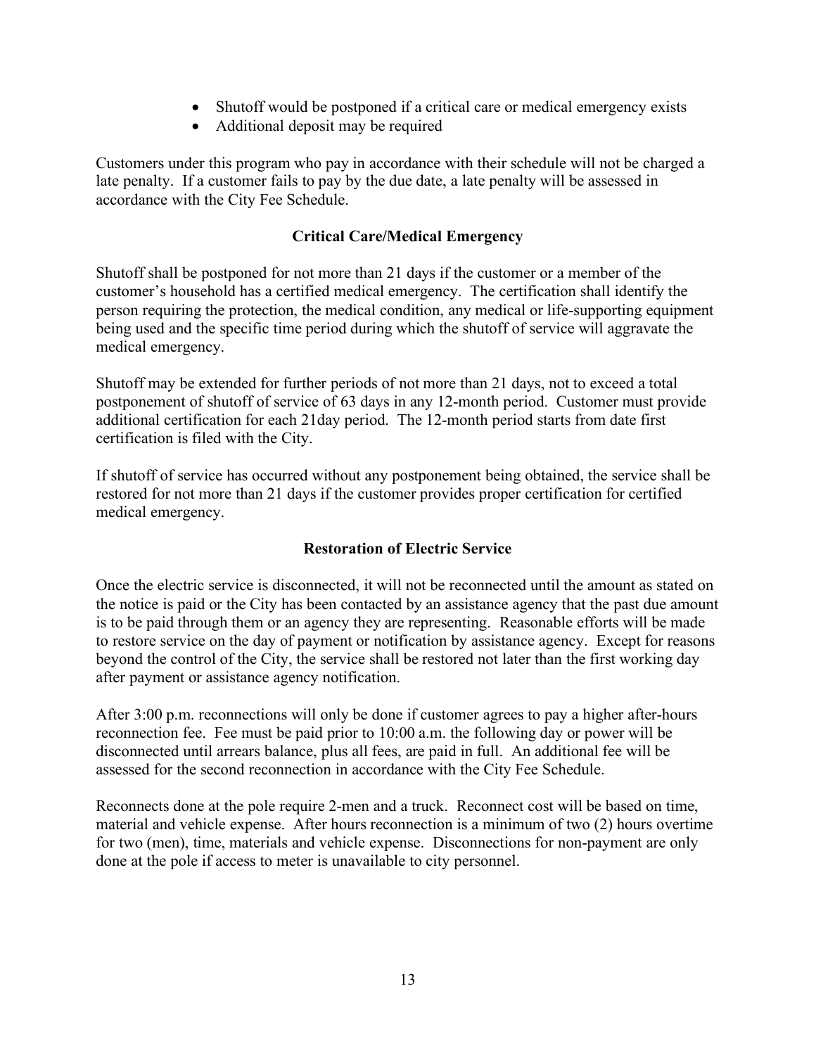- Shutoff would be postponed if a critical care or medical emergency exists
- Additional deposit may be required

Customers under this program who pay in accordance with their schedule will not be charged a late penalty. If a customer fails to pay by the due date, a late penalty will be assessed in accordance with the City Fee Schedule.

### Critical Care/Medical Emergency

Shutoff shall be postponed for not more than 21 days if the customer or a member of the customer's household has a certified medical emergency. The certification shall identify the person requiring the protection, the medical condition, any medical or life-supporting equipment being used and the specific time period during which the shutoff of service will aggravate the medical emergency.

Shutoff may be extended for further periods of not more than 21 days, not to exceed a total postponement of shutoff of service of 63 days in any 12-month period. Customer must provide additional certification for each 21day period. The 12-month period starts from date first certification is filed with the City.

If shutoff of service has occurred without any postponement being obtained, the service shall be restored for not more than 21 days if the customer provides proper certification for certified medical emergency.

### Restoration of Electric Service

Once the electric service is disconnected, it will not be reconnected until the amount as stated on the notice is paid or the City has been contacted by an assistance agency that the past due amount is to be paid through them or an agency they are representing. Reasonable efforts will be made to restore service on the day of payment or notification by assistance agency. Except for reasons beyond the control of the City, the service shall be restored not later than the first working day after payment or assistance agency notification.

After 3:00 p.m. reconnections will only be done if customer agrees to pay a higher after-hours reconnection fee. Fee must be paid prior to 10:00 a.m. the following day or power will be disconnected until arrears balance, plus all fees, are paid in full. An additional fee will be assessed for the second reconnection in accordance with the City Fee Schedule.

Reconnects done at the pole require 2-men and a truck. Reconnect cost will be based on time, material and vehicle expense. After hours reconnection is a minimum of two (2) hours overtime for two (men), time, materials and vehicle expense. Disconnections for non-payment are only done at the pole if access to meter is unavailable to city personnel.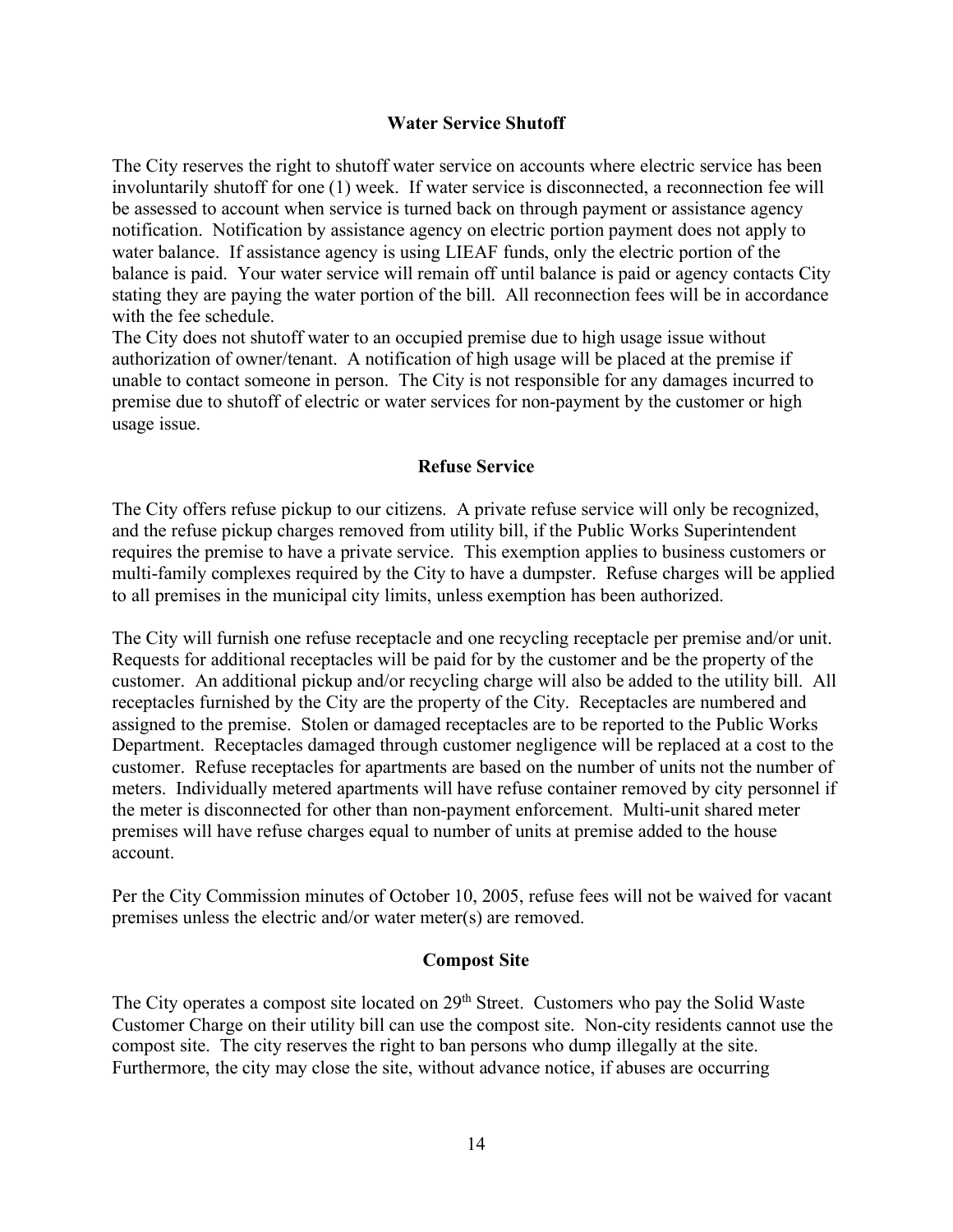## Water Service Shutoff

The City reserves the right to shutoff water service on accounts where electric service has been involuntarily shutoff for one (1) week. If water service is disconnected, a reconnection fee will be assessed to account when service is turned back on through payment or assistance agency notification. Notification by assistance agency on electric portion payment does not apply to water balance. If assistance agency is using LIEAF funds, only the electric portion of the balance is paid. Your water service will remain off until balance is paid or agency contacts City stating they are paying the water portion of the bill. All reconnection fees will be in accordance with the fee schedule.

The City does not shutoff water to an occupied premise due to high usage issue without authorization of owner/tenant. A notification of high usage will be placed at the premise if unable to contact someone in person. The City is not responsible for any damages incurred to premise due to shutoff of electric or water services for non-payment by the customer or high usage issue.

## Refuse Service

The City offers refuse pickup to our citizens. A private refuse service will only be recognized, and the refuse pickup charges removed from utility bill, if the Public Works Superintendent requires the premise to have a private service. This exemption applies to business customers or multi-family complexes required by the City to have a dumpster. Refuse charges will be applied to all premises in the municipal city limits, unless exemption has been authorized.

The City will furnish one refuse receptacle and one recycling receptacle per premise and/or unit. Requests for additional receptacles will be paid for by the customer and be the property of the customer. An additional pickup and/or recycling charge will also be added to the utility bill. All receptacles furnished by the City are the property of the City. Receptacles are numbered and assigned to the premise. Stolen or damaged receptacles are to be reported to the Public Works Department. Receptacles damaged through customer negligence will be replaced at a cost to the customer. Refuse receptacles for apartments are based on the number of units not the number of meters. Individually metered apartments will have refuse container removed by city personnel if the meter is disconnected for other than non-payment enforcement. Multi-unit shared meter premises will have refuse charges equal to number of units at premise added to the house account.

Per the City Commission minutes of October 10, 2005, refuse fees will not be waived for vacant premises unless the electric and/or water meter(s) are removed.

## Compost Site

The City operates a compost site located on 29th Street. Customers who pay the Solid Waste Customer Charge on their utility bill can use the compost site. Non-city residents cannot use the compost site. The city reserves the right to ban persons who dump illegally at the site. Furthermore, the city may close the site, without advance notice, if abuses are occurring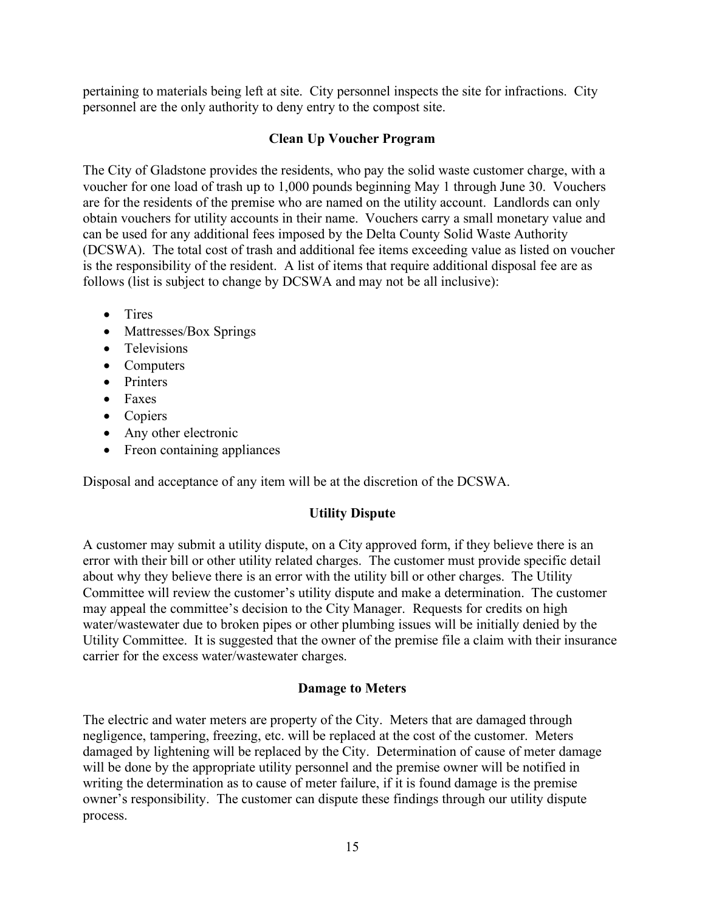pertaining to materials being left at site. City personnel inspects the site for infractions. City personnel are the only authority to deny entry to the compost site.

## Clean Up Voucher Program

The City of Gladstone provides the residents, who pay the solid waste customer charge, with a voucher for one load of trash up to 1,000 pounds beginning May 1 through June 30. Vouchers are for the residents of the premise who are named on the utility account. Landlords can only obtain vouchers for utility accounts in their name. Vouchers carry a small monetary value and can be used for any additional fees imposed by the Delta County Solid Waste Authority (DCSWA). The total cost of trash and additional fee items exceeding value as listed on voucher is the responsibility of the resident. A list of items that require additional disposal fee are as follows (list is subject to change by DCSWA and may not be all inclusive):

- Tires
- Mattresses/Box Springs
- Televisions
- Computers
- Printers
- Faxes
- Copiers
- Any other electronic
- Freon containing appliances

Disposal and acceptance of any item will be at the discretion of the DCSWA.

## Utility Dispute

A customer may submit a utility dispute, on a City approved form, if they believe there is an error with their bill or other utility related charges. The customer must provide specific detail about why they believe there is an error with the utility bill or other charges. The Utility Committee will review the customer's utility dispute and make a determination. The customer may appeal the committee's decision to the City Manager. Requests for credits on high water/wastewater due to broken pipes or other plumbing issues will be initially denied by the Utility Committee. It is suggested that the owner of the premise file a claim with their insurance carrier for the excess water/wastewater charges.

## Damage to Meters

The electric and water meters are property of the City. Meters that are damaged through negligence, tampering, freezing, etc. will be replaced at the cost of the customer. Meters damaged by lightening will be replaced by the City. Determination of cause of meter damage will be done by the appropriate utility personnel and the premise owner will be notified in writing the determination as to cause of meter failure, if it is found damage is the premise owner's responsibility. The customer can dispute these findings through our utility dispute process.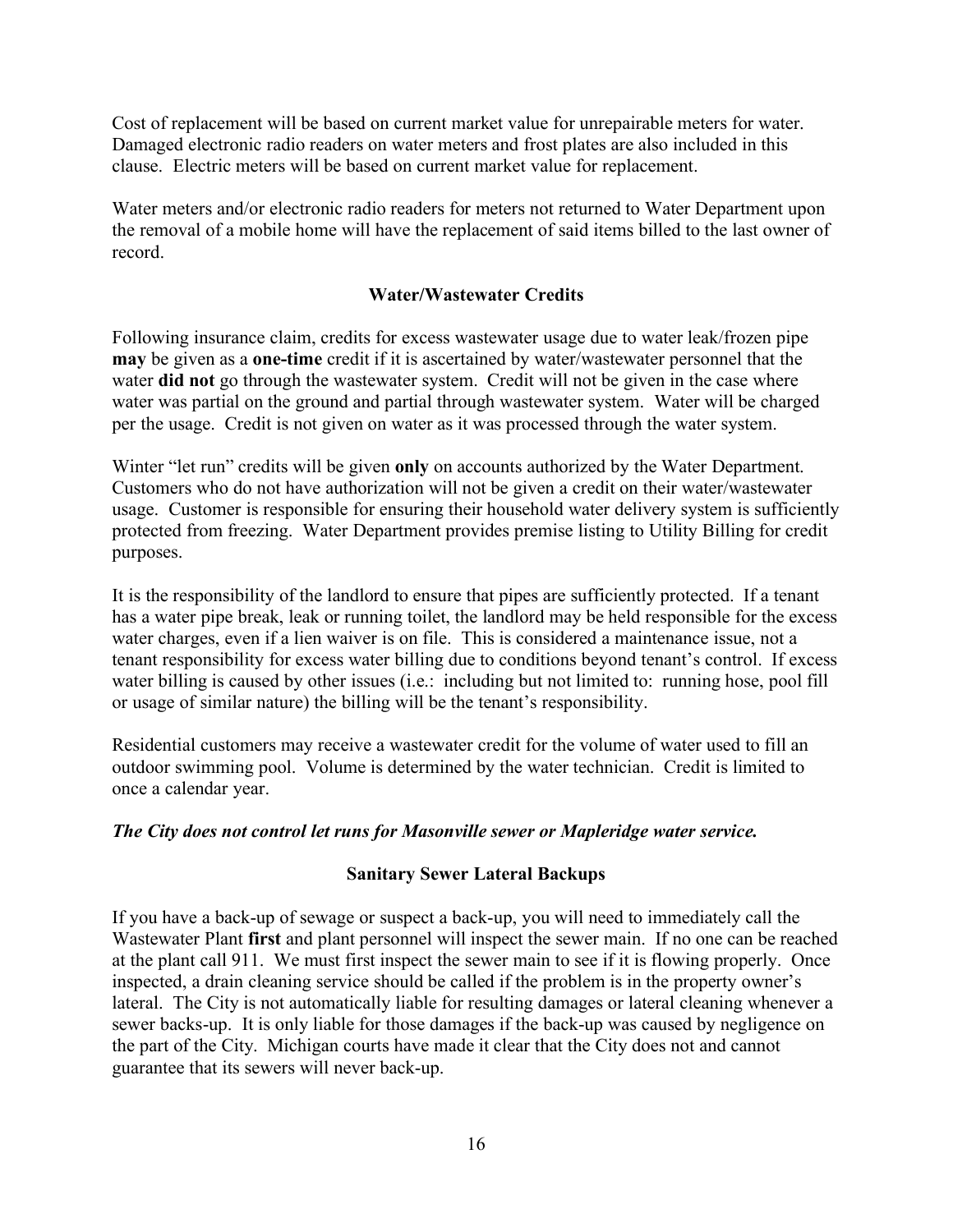Cost of replacement will be based on current market value for unrepairable meters for water. Damaged electronic radio readers on water meters and frost plates are also included in this clause. Electric meters will be based on current market value for replacement.

Water meters and/or electronic radio readers for meters not returned to Water Department upon the removal of a mobile home will have the replacement of said items billed to the last owner of record.

## Water/Wastewater Credits

Following insurance claim, credits for excess wastewater usage due to water leak/frozen pipe **may** be given as a **one-time** credit if it is ascertained by water/wastewater personnel that the water **did not** go through the wastewater system. Credit will not be given in the case where water was partial on the ground and partial through wastewater system. Water will be charged per the usage. Credit is not given on water as it was processed through the water system.

Winter "let run" credits will be given **only** on accounts authorized by the Water Department. Customers who do not have authorization will not be given a credit on their water/wastewater usage. Customer is responsible for ensuring their household water delivery system is sufficiently protected from freezing. Water Department provides premise listing to Utility Billing for credit purposes.

It is the responsibility of the landlord to ensure that pipes are sufficiently protected. If a tenant has a water pipe break, leak or running toilet, the landlord may be held responsible for the excess water charges, even if a lien waiver is on file. This is considered a maintenance issue, not a tenant responsibility for excess water billing due to conditions beyond tenant's control. If excess water billing is caused by other issues (i.e.: including but not limited to: running hose, pool fill or usage of similar nature) the billing will be the tenant's responsibility.

Residential customers may receive a wastewater credit for the volume of water used to fill an outdoor swimming pool. Volume is determined by the water technician. Credit is limited to once a calendar year.

***The City does not control let runs for Masonville sewer or Mapleridge water service.***

## Sanitary Sewer Lateral Backups

If you have a back-up of sewage or suspect a back-up, you will need to immediately call the Wastewater Plant **first** and plant personnel will inspect the sewer main. If no one can be reached at the plant call 911. We must first inspect the sewer main to see if it is flowing properly. Once inspected, a drain cleaning service should be called if the problem is in the property owner's lateral. The City is not automatically liable for resulting damages or lateral cleaning whenever a sewer backs-up. It is only liable for those damages if the back-up was caused by negligence on the part of the City. Michigan courts have made it clear that the City does not and cannot guarantee that its sewers will never back-up.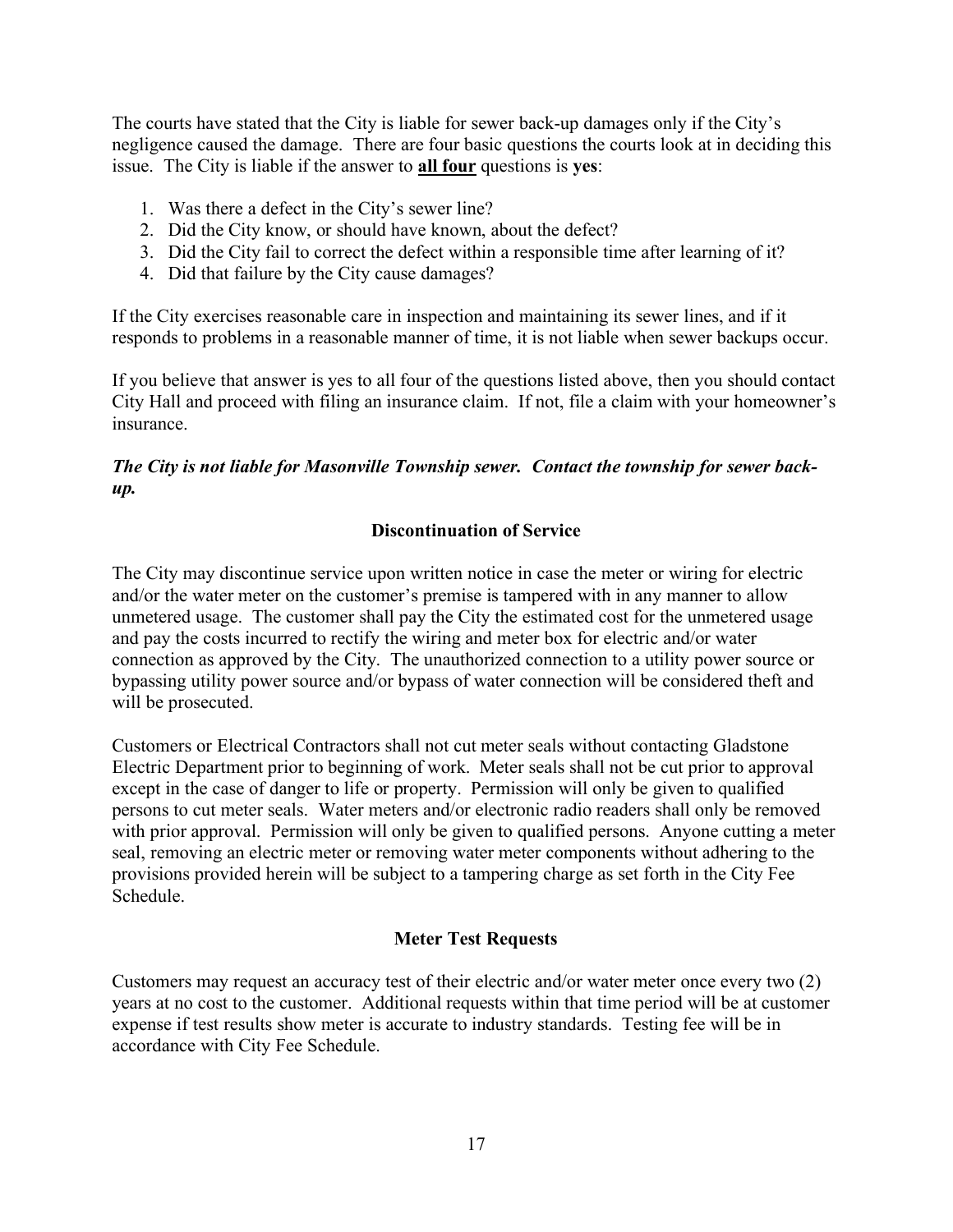The courts have stated that the City is liable for sewer back-up damages only if the City's negligence caused the damage. There are four basic questions the courts look at in deciding this issue. The City is liable if the answer to **all four** questions is **yes**:

1. Was there a defect in the City's sewer line?
2. Did the City know, or should have known, about the defect?
3. Did the City fail to correct the defect within a responsible time after learning of it?
4. Did that failure by the City cause damages?

If the City exercises reasonable care in inspection and maintaining its sewer lines, and if it responds to problems in a reasonable manner of time, it is not liable when sewer backups occur.

If you believe that answer is yes to all four of the questions listed above, then you should contact City Hall and proceed with filing an insurance claim. If not, file a claim with your homeowner's insurance.

***The City is not liable for Masonville Township sewer. Contact the township for sewer back-up.***

## Discontinuation of Service

The City may discontinue service upon written notice in case the meter or wiring for electric and/or the water meter on the customer's premise is tampered with in any manner to allow unmetered usage. The customer shall pay the City the estimated cost for the unmetered usage and pay the costs incurred to rectify the wiring and meter box for electric and/or water connection as approved by the City. The unauthorized connection to a utility power source or bypassing utility power source and/or bypass of water connection will be considered theft and will be prosecuted.

Customers or Electrical Contractors shall not cut meter seals without contacting Gladstone Electric Department prior to beginning of work. Meter seals shall not be cut prior to approval except in the case of danger to life or property. Permission will only be given to qualified persons to cut meter seals. Water meters and/or electronic radio readers shall only be removed with prior approval. Permission will only be given to qualified persons. Anyone cutting a meter seal, removing an electric meter or removing water meter components without adhering to the provisions provided herein will be subject to a tampering charge as set forth in the City Fee Schedule.

## Meter Test Requests

Customers may request an accuracy test of their electric and/or water meter once every two (2) years at no cost to the customer. Additional requests within that time period will be at customer expense if test results show meter is accurate to industry standards. Testing fee will be in accordance with City Fee Schedule.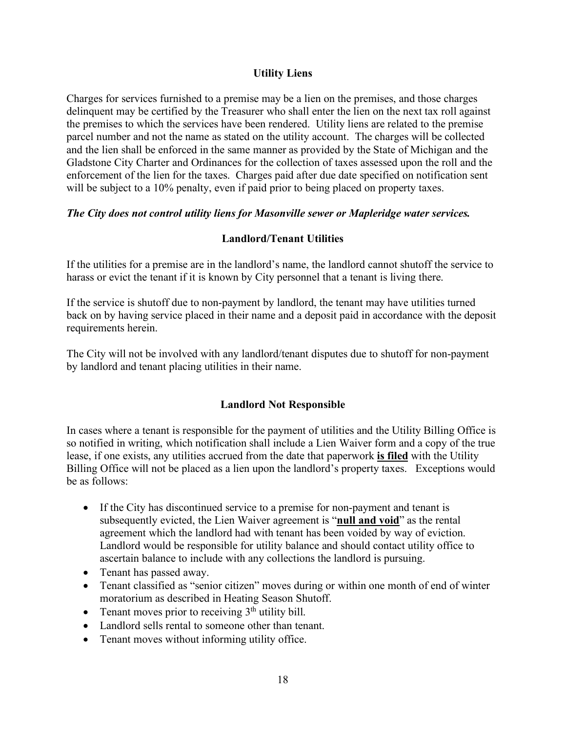## Utility Liens

Charges for services furnished to a premise may be a lien on the premises, and those charges delinquent may be certified by the Treasurer who shall enter the lien on the next tax roll against the premises to which the services have been rendered. Utility liens are related to the premise parcel number and not the name as stated on the utility account. The charges will be collected and the lien shall be enforced in the same manner as provided by the State of Michigan and the Gladstone City Charter and Ordinances for the collection of taxes assessed upon the roll and the enforcement of the lien for the taxes. Charges paid after due date specified on notification sent will be subject to a 10% penalty, even if paid prior to being placed on property taxes.

***The City does not control utility liens for Masonville sewer or Mapleridge water services.***

## Landlord/Tenant Utilities

If the utilities for a premise are in the landlord's name, the landlord cannot shutoff the service to harass or evict the tenant if it is known by City personnel that a tenant is living there.

If the service is shutoff due to non-payment by landlord, the tenant may have utilities turned back on by having service placed in their name and a deposit paid in accordance with the deposit requirements herein.

The City will not be involved with any landlord/tenant disputes due to shutoff for non-payment by landlord and tenant placing utilities in their name.

## Landlord Not Responsible

In cases where a tenant is responsible for the payment of utilities and the Utility Billing Office is so notified in writing, which notification shall include a Lien Waiver form and a copy of the true lease, if one exists, any utilities accrued from the date that paperwork **is filed** with the Utility Billing Office will not be placed as a lien upon the landlord's property taxes. Exceptions would be as follows:

- If the City has discontinued service to a premise for non-payment and tenant is subsequently evicted, the Lien Waiver agreement is "**null and void**" as the rental agreement which the landlord had with tenant has been voided by way of eviction. Landlord would be responsible for utility balance and should contact utility office to ascertain balance to include with any collections the landlord is pursuing.
- Tenant has passed away.
- Tenant classified as "senior citizen" moves during or within one month of end of winter moratorium as described in Heating Season Shutoff.
- Tenant moves prior to receiving 3th utility bill.
- Landlord sells rental to someone other than tenant.
- Tenant moves without informing utility office.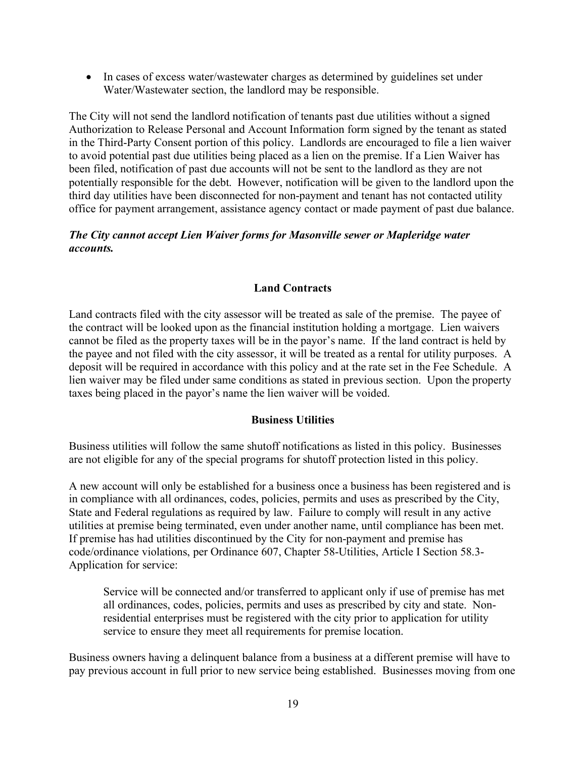- In cases of excess water/wastewater charges as determined by guidelines set under Water/Wastewater section, the landlord may be responsible.

The City will not send the landlord notification of tenants past due utilities without a signed Authorization to Release Personal and Account Information form signed by the tenant as stated in the Third-Party Consent portion of this policy. Landlords are encouraged to file a lien waiver to avoid potential past due utilities being placed as a lien on the premise. If a Lien Waiver has been filed, notification of past due accounts will not be sent to the landlord as they are not potentially responsible for the debt. However, notification will be given to the landlord upon the third day utilities have been disconnected for non-payment and tenant has not contacted utility office for payment arrangement, assistance agency contact or made payment of past due balance.

***The City cannot accept Lien Waiver forms for Masonville sewer or Mapleridge water accounts.***

## Land Contracts

Land contracts filed with the city assessor will be treated as sale of the premise. The payee of the contract will be looked upon as the financial institution holding a mortgage. Lien waivers cannot be filed as the property taxes will be in the payor's name. If the land contract is held by the payee and not filed with the city assessor, it will be treated as a rental for utility purposes. A deposit will be required in accordance with this policy and at the rate set in the Fee Schedule. A lien waiver may be filed under same conditions as stated in previous section. Upon the property taxes being placed in the payor's name the lien waiver will be voided.

## Business Utilities

Business utilities will follow the same shutoff notifications as listed in this policy. Businesses are not eligible for any of the special programs for shutoff protection listed in this policy.

A new account will only be established for a business once a business has been registered and is in compliance with all ordinances, codes, policies, permits and uses as prescribed by the City, State and Federal regulations as required by law. Failure to comply will result in any active utilities at premise being terminated, even under another name, until compliance has been met. If premise has had utilities discontinued by the City for non-payment and premise has code/ordinance violations, per Ordinance 607, Chapter 58-Utilities, Article I Section 58.3-Application for service:

> Service will be connected and/or transferred to applicant only if use of premise has met all ordinances, codes, policies, permits and uses as prescribed by city and state. Non-residential enterprises must be registered with the city prior to application for utility service to ensure they meet all requirements for premise location.

Business owners having a delinquent balance from a business at a different premise will have to pay previous account in full prior to new service being established. Businesses moving from one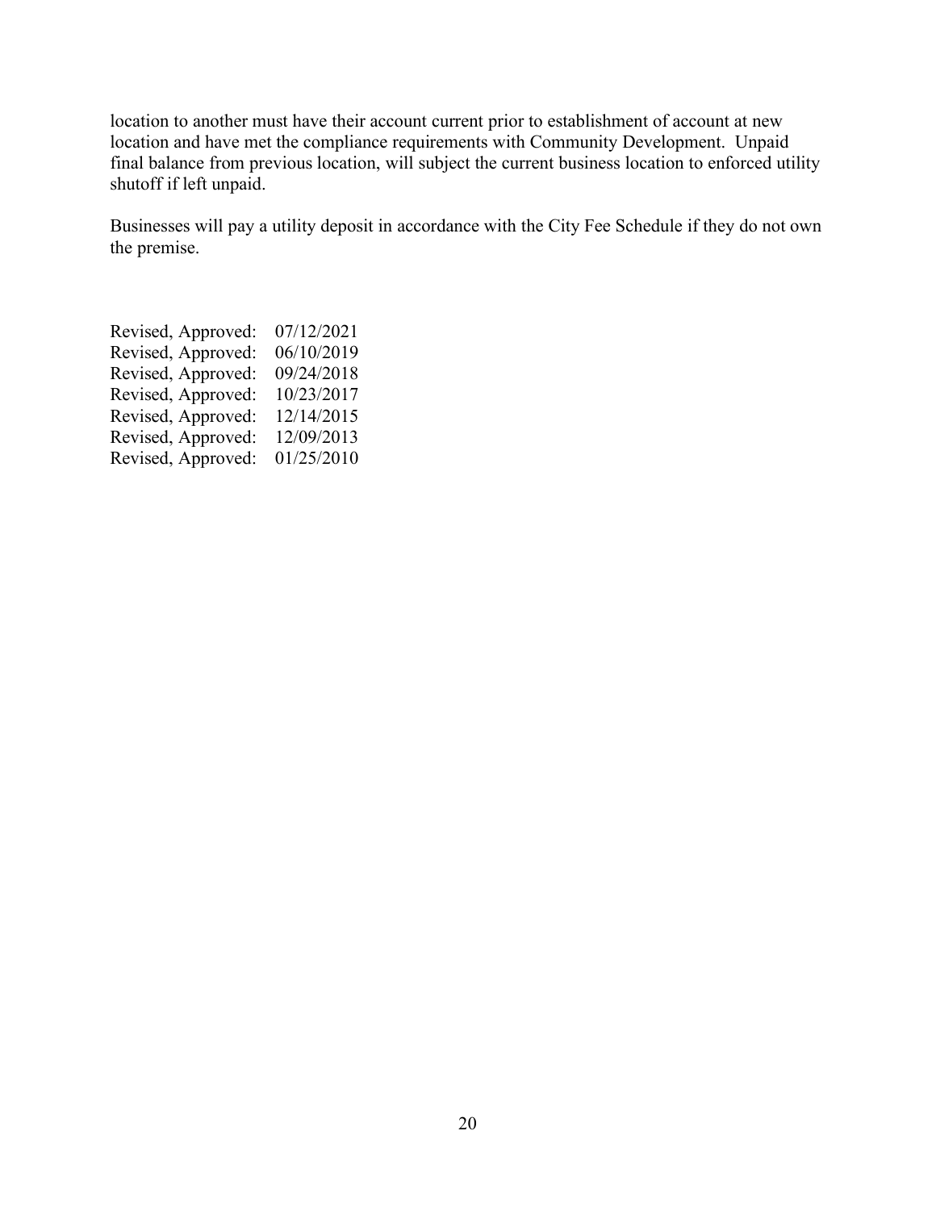location to another must have their account current prior to establishment of account at new location and have met the compliance requirements with Community Development. Unpaid final balance from previous location, will subject the current business location to enforced utility shutoff if left unpaid.

Businesses will pay a utility deposit in accordance with the City Fee Schedule if they do not own the premise.

| | |
|---|---|
| Revised, Approved: | 07/12/2021 |
| Revised, Approved: | 06/10/2019 |
| Revised, Approved: | 09/24/2018 |
| Revised, Approved: | 10/23/2017 |
| Revised, Approved: | 12/14/2015 |
| Revised, Approved: | 12/09/2013 |
| Revised, Approved: | 01/25/2010 |